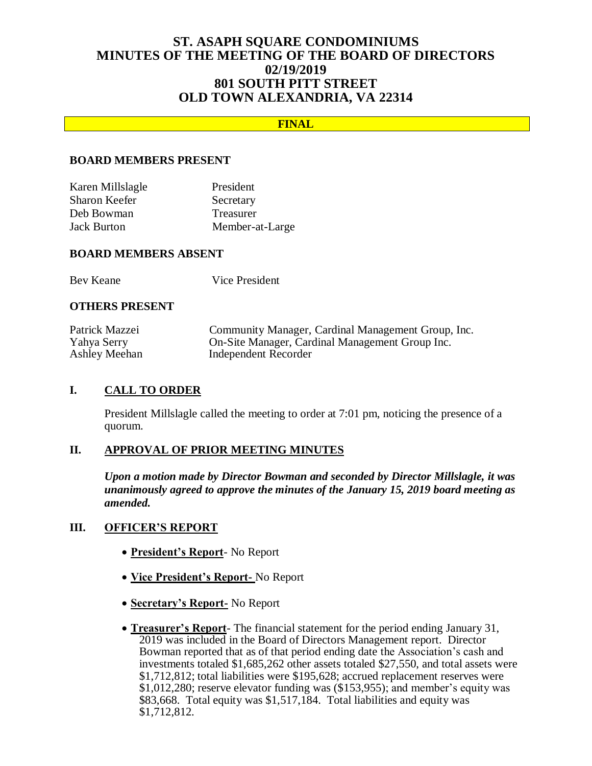# ST. ASAPH SQUARE CONDOMINIUMS
# MINUTES OF THE MEETING OF THE BOARD OF DIRECTORS
# 02/19/2019
# 801 SOUTH PITT STREET
# OLD TOWN ALEXANDRIA, VA 22314

**FINAL**

## BOARD MEMBERS PRESENT

| | |
|---|---|
| Karen Millslagle | President |
| Sharon Keefer | Secretary |
| Deb Bowman | Treasurer |
| Jack Burton | Member-at-Large |

## BOARD MEMBERS ABSENT

| | |
|---|---|
| Bev Keane | Vice President |

## OTHERS PRESENT

| | |
|---|---|
| Patrick Mazzei | Community Manager, Cardinal Management Group, Inc. |
| Yahya Serry | On-Site Manager, Cardinal Management Group Inc. |
| Ashley Meehan | Independent Recorder |

## I. CALL TO ORDER

President Millslagle called the meeting to order at 7:01 pm, noticing the presence of a quorum.

## II. APPROVAL OF PRIOR MEETING MINUTES

***Upon a motion made by Director Bowman and seconded by Director Millslagle, it was unanimously agreed to approve the minutes of the January 15, 2019 board meeting as amended.***

## III. OFFICER'S REPORT

- **President's Report**- No Report
- **Vice President's Report-** No Report
- **Secretary's Report-** No Report
- **Treasurer's Report**- The financial statement for the period ending January 31, 2019 was included in the Board of Directors Management report. Director Bowman reported that as of that period ending date the Association's cash and investments totaled $1,685,262 other assets totaled $27,550, and total assets were $1,712,812; total liabilities were $195,628; accrued replacement reserves were $1,012,280; reserve elevator funding was ($153,955); and member's equity was $83,668. Total equity was $1,517,184. Total liabilities and equity was $1,712,812.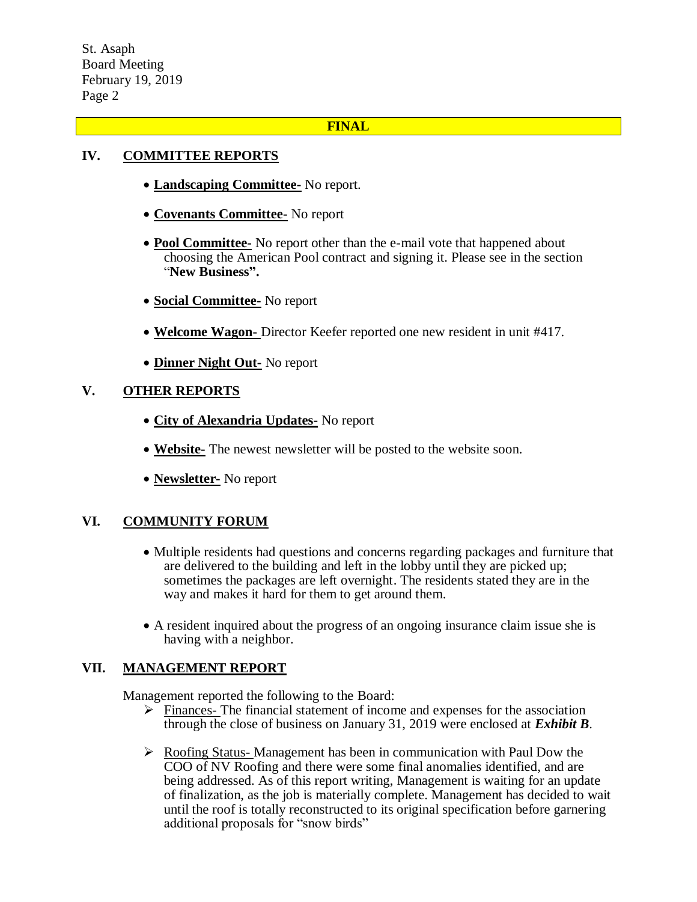**FINAL**

## IV. COMMITTEE REPORTS

- **Landscaping Committee-** No report.
- **Covenants Committee-** No report
- **Pool Committee-** No report other than the e-mail vote that happened about choosing the American Pool contract and signing it. Please see in the section "**New Business".**
- **Social Committee-** No report
- **Welcome Wagon-** Director Keefer reported one new resident in unit #417.
- **Dinner Night Out-** No report

## V. OTHER REPORTS

- **City of Alexandria Updates-** No report
- **Website-** The newest newsletter will be posted to the website soon.
- **Newsletter-** No report

## VI. COMMUNITY FORUM

- Multiple residents had questions and concerns regarding packages and furniture that are delivered to the building and left in the lobby until they are picked up; sometimes the packages are left overnight. The residents stated they are in the way and makes it hard for them to get around them.
- A resident inquired about the progress of an ongoing insurance claim issue she is having with a neighbor.

## VII. MANAGEMENT REPORT

Management reported the following to the Board:

- Finances- The financial statement of income and expenses for the association through the close of business on January 31, 2019 were enclosed at ***Exhibit B***.
- Roofing Status- Management has been in communication with Paul Dow the COO of NV Roofing and there were some final anomalies identified, and are being addressed. As of this report writing, Management is waiting for an update of finalization, as the job is materially complete. Management has decided to wait until the roof is totally reconstructed to its original specification before garnering additional proposals for "snow birds"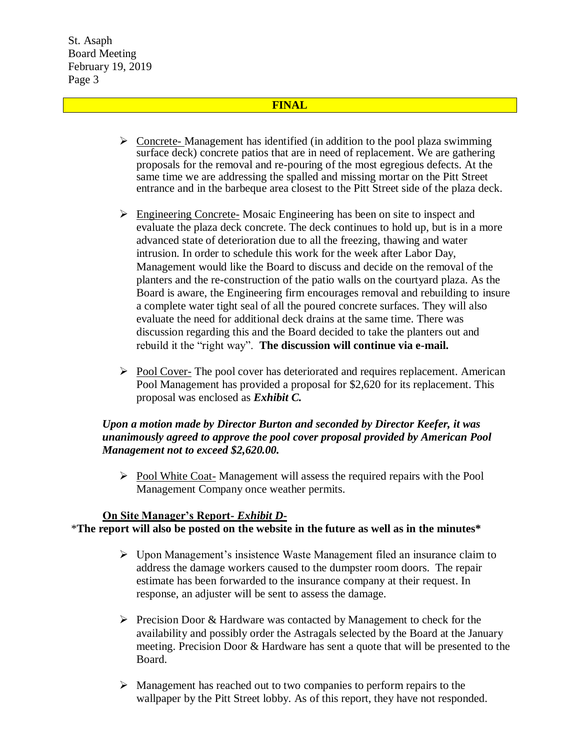**FINAL**

- Concrete- Management has identified (in addition to the pool plaza swimming surface deck) concrete patios that are in need of replacement. We are gathering proposals for the removal and re-pouring of the most egregious defects. At the same time we are addressing the spalled and missing mortar on the Pitt Street entrance and in the barbeque area closest to the Pitt Street side of the plaza deck.

- Engineering Concrete- Mosaic Engineering has been on site to inspect and evaluate the plaza deck concrete. The deck continues to hold up, but is in a more advanced state of deterioration due to all the freezing, thawing and water intrusion. In order to schedule this work for the week after Labor Day, Management would like the Board to discuss and decide on the removal of the planters and the re-construction of the patio walls on the courtyard plaza. As the Board is aware, the Engineering firm encourages removal and rebuilding to insure a complete water tight seal of all the poured concrete surfaces. They will also evaluate the need for additional deck drains at the same time. There was discussion regarding this and the Board decided to take the planters out and rebuild it the "right way". **The discussion will continue via e-mail.**

- Pool Cover- The pool cover has deteriorated and requires replacement. American Pool Management has provided a proposal for $2,620 for its replacement. This proposal was enclosed as ***Exhibit C.***

***Upon a motion made by Director Burton and seconded by Director Keefer, it was unanimously agreed to approve the pool cover proposal provided by American Pool Management not to exceed $2,620.00.***

- Pool White Coat- Management will assess the required repairs with the Pool Management Company once weather permits.

**On Site Manager's Report- *Exhibit D-***

\***The report will also be posted on the website in the future as well as in the minutes\***

- Upon Management's insistence Waste Management filed an insurance claim to address the damage workers caused to the dumpster room doors. The repair estimate has been forwarded to the insurance company at their request. In response, an adjuster will be sent to assess the damage.

- Precision Door & Hardware was contacted by Management to check for the availability and possibly order the Astragals selected by the Board at the January meeting. Precision Door & Hardware has sent a quote that will be presented to the Board.

- Management has reached out to two companies to perform repairs to the wallpaper by the Pitt Street lobby. As of this report, they have not responded.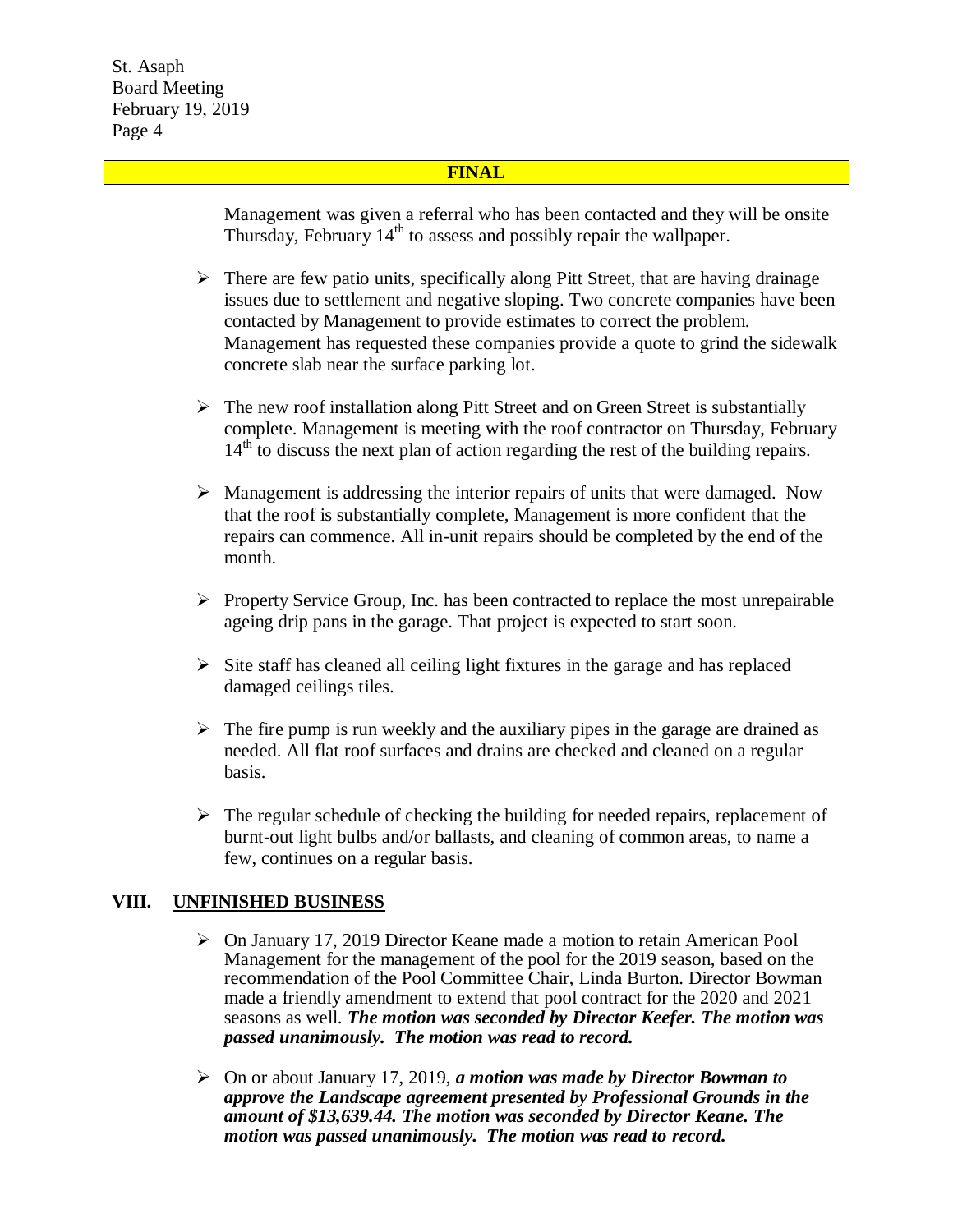**FINAL**

Management was given a referral who has been contacted and they will be onsite Thursday, February 14th to assess and possibly repair the wallpaper.

- There are few patio units, specifically along Pitt Street, that are having drainage issues due to settlement and negative sloping. Two concrete companies have been contacted by Management to provide estimates to correct the problem. Management has requested these companies provide a quote to grind the sidewalk concrete slab near the surface parking lot.

- The new roof installation along Pitt Street and on Green Street is substantially complete. Management is meeting with the roof contractor on Thursday, February 14th to discuss the next plan of action regarding the rest of the building repairs.

- Management is addressing the interior repairs of units that were damaged. Now that the roof is substantially complete, Management is more confident that the repairs can commence. All in-unit repairs should be completed by the end of the month.

- Property Service Group, Inc. has been contracted to replace the most unrepairable ageing drip pans in the garage. That project is expected to start soon.

- Site staff has cleaned all ceiling light fixtures in the garage and has replaced damaged ceilings tiles.

- The fire pump is run weekly and the auxiliary pipes in the garage are drained as needed. All flat roof surfaces and drains are checked and cleaned on a regular basis.

- The regular schedule of checking the building for needed repairs, replacement of burnt-out light bulbs and/or ballasts, and cleaning of common areas, to name a few, continues on a regular basis.

## VIII. UNFINISHED BUSINESS

- On January 17, 2019 Director Keane made a motion to retain American Pool Management for the management of the pool for the 2019 season, based on the recommendation of the Pool Committee Chair, Linda Burton. Director Bowman made a friendly amendment to extend that pool contract for the 2020 and 2021 seasons as well. ***The motion was seconded by Director Keefer. The motion was passed unanimously. The motion was read to record.***

- On or about January 17, 2019, ***a motion was made by Director Bowman to approve the Landscape agreement presented by Professional Grounds in the amount of $13,639.44. The motion was seconded by Director Keane. The motion was passed unanimously. The motion was read to record.***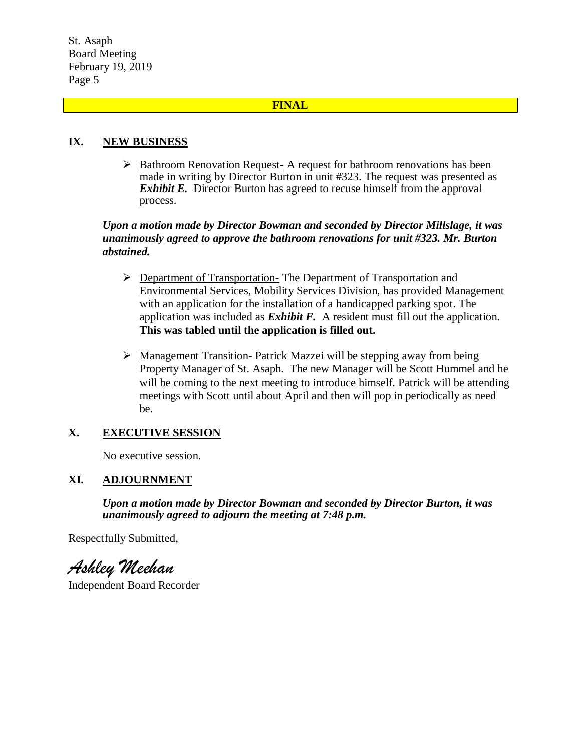**FINAL**

## IX. NEW BUSINESS

- Bathroom Renovation Request- A request for bathroom renovations has been made in writing by Director Burton in unit #323. The request was presented as ***Exhibit E.*** Director Burton has agreed to recuse himself from the approval process.

***Upon a motion made by Director Bowman and seconded by Director Millslage, it was unanimously agreed to approve the bathroom renovations for unit #323. Mr. Burton abstained.***

- Department of Transportation- The Department of Transportation and Environmental Services, Mobility Services Division, has provided Management with an application for the installation of a handicapped parking spot. The application was included as ***Exhibit F.*** A resident must fill out the application. **This was tabled until the application is filled out.**

- Management Transition- Patrick Mazzei will be stepping away from being Property Manager of St. Asaph. The new Manager will be Scott Hummel and he will be coming to the next meeting to introduce himself. Patrick will be attending meetings with Scott until about April and then will pop in periodically as need be.

## X. EXECUTIVE SESSION

No executive session.

## XI. ADJOURNMENT

***Upon a motion made by Director Bowman and seconded by Director Burton, it was unanimously agreed to adjourn the meeting at 7:48 p.m.***

Respectfully Submitted,

*Ashley Meehan*

Independent Board Recorder